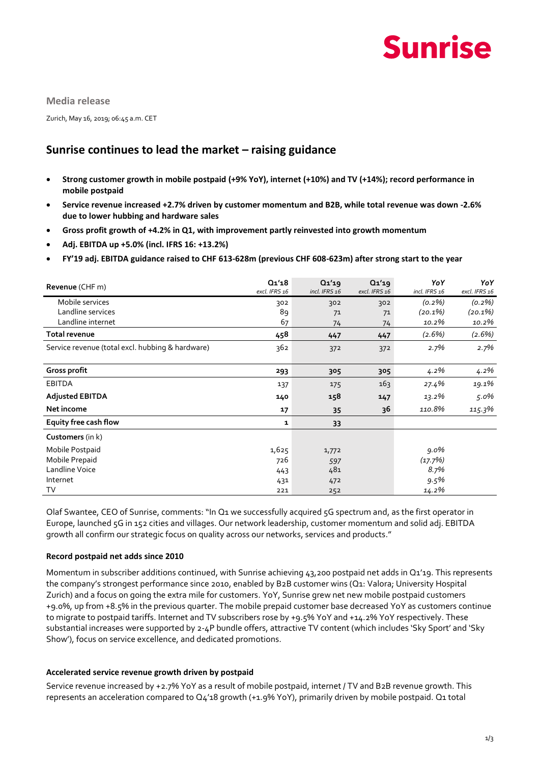Sunrise

**Media release**

Zurich, May 16, 2019; 06:45 a.m. CET

## Sunrise continues to lead the market – raising guidance

- **Strong customer growth in mobile postpaid (+9% YoY), internet (+10%) and TV (+14%); record performance in mobile postpaid**
- **Service revenue increased +2.7% driven by customer momentum and B2B, while total revenue was down -2.6% due to lower hubbing and hardware sales**
- **Gross profit growth of +4.2% in Q1, with improvement partly reinvested into growth momentum**
- **Adj. EBITDA up +5.0% (incl. IFRS 16: +13.2%)**
- **FY'19 adj. EBITDA guidance raised to CHF 613-628m (previous CHF 608-623m) after strong start to the year**

| **Revenue** (CHF m) | **Q1'18** *excl. IFRS 16* | **Q1'19** *incl. IFRS 16* | **Q1'19** *excl. IFRS 16* | ***YoY*** *incl. IFRS 16* | ***YoY*** *excl. IFRS 16* |
|---|---|---|---|---|---|
| Mobile services | 302 | 302 | 302 | *(0.2%)* | *(0.2%)* |
| Landline services | 89 | 71 | 71 | *(20.1%)* | *(20.1%)* |
| Landline internet | 67 | 74 | 74 | *10.2%* | *10.2%* |
| **Total revenue** | **458** | **447** | **447** | *(2.6%)* | *(2.6%)* |
| Service revenue (total excl. hubbing & hardware) | 362 | 372 | 372 | *2.7%* | *2.7%* |
| **Gross profit** | **293** | **305** | **305** | *4.2%* | *4.2%* |
| EBITDA | 137 | 175 | 163 | *27.4%* | *19.1%* |
| **Adjusted EBITDA** | **140** | **158** | **147** | *13.2%* | *5.0%* |
| **Net income** | **17** | **35** | **36** | *110.8%* | *115.3%* |
| **Equity free cash flow** | **1** | **33** | | | |
| **Customers** (in k) | | | | | |
| Mobile Postpaid | 1,625 | 1,772 | | *9.0%* | |
| Mobile Prepaid | 726 | 597 | | *(17.7%)* | |
| Landline Voice | 443 | 481 | | *8.7%* | |
| Internet | 431 | 472 | | *9.5%* | |
| TV | 221 | 252 | | *14.2%* | |

Olaf Swantee, CEO of Sunrise, comments: "In Q1 we successfully acquired 5G spectrum and, as the first operator in Europe, launched 5G in 152 cities and villages. Our network leadership, customer momentum and solid adj. EBITDA growth all confirm our strategic focus on quality across our networks, services and products."

**Record postpaid net adds since 2010**

Momentum in subscriber additions continued, with Sunrise achieving 43,200 postpaid net adds in Q1'19. This represents the company's strongest performance since 2010, enabled by B2B customer wins (Q1: Valora; University Hospital Zurich) and a focus on going the extra mile for customers. YoY, Sunrise grew net new mobile postpaid customers +9.0%, up from +8.5% in the previous quarter. The mobile prepaid customer base decreased YoY as customers continue to migrate to postpaid tariffs. Internet and TV subscribers rose by +9.5% YoY and +14.2% YoY respectively. These substantial increases were supported by 2-4P bundle offers, attractive TV content (which includes 'Sky Sport' and 'Sky Show'), focus on service excellence, and dedicated promotions.

**Accelerated service revenue growth driven by postpaid**

Service revenue increased by +2.7% YoY as a result of mobile postpaid, internet / TV and B2B revenue growth. This represents an acceleration compared to Q4'18 growth (+1.9% YoY), primarily driven by mobile postpaid. Q1 total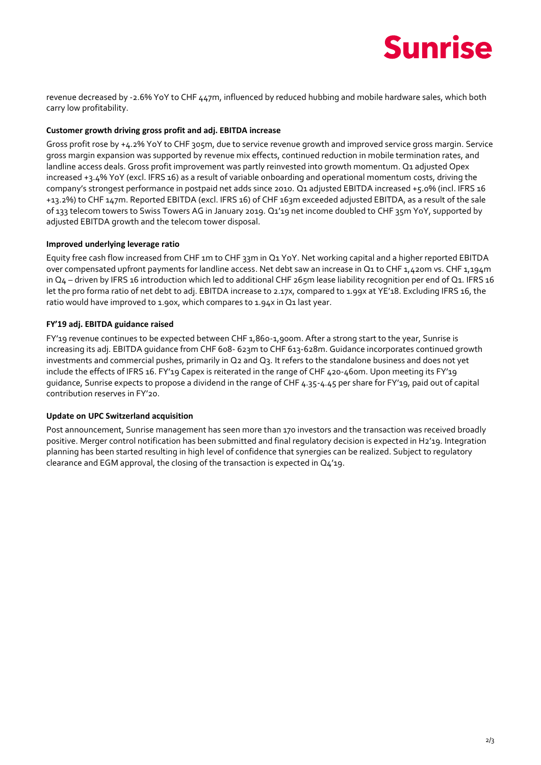revenue decreased by -2.6% YoY to CHF 447m, influenced by reduced hubbing and mobile hardware sales, which both carry low profitability.

**Customer growth driving gross profit and adj. EBITDA increase**

Gross profit rose by +4.2% YoY to CHF 305m, due to service revenue growth and improved service gross margin. Service gross margin expansion was supported by revenue mix effects, continued reduction in mobile termination rates, and landline access deals. Gross profit improvement was partly reinvested into growth momentum. Q1 adjusted Opex increased +3.4% YoY (excl. IFRS 16) as a result of variable onboarding and operational momentum costs, driving the company's strongest performance in postpaid net adds since 2010. Q1 adjusted EBITDA increased +5.0% (incl. IFRS 16 +13.2%) to CHF 147m. Reported EBITDA (excl. IFRS 16) of CHF 163m exceeded adjusted EBITDA, as a result of the sale of 133 telecom towers to Swiss Towers AG in January 2019. Q1'19 net income doubled to CHF 35m YoY, supported by adjusted EBITDA growth and the telecom tower disposal.

**Improved underlying leverage ratio**

Equity free cash flow increased from CHF 1m to CHF 33m in Q1 YoY. Net working capital and a higher reported EBITDA over compensated upfront payments for landline access. Net debt saw an increase in Q1 to CHF 1,420m vs. CHF 1,194m in Q4 – driven by IFRS 16 introduction which led to additional CHF 265m lease liability recognition per end of Q1. IFRS 16 let the pro forma ratio of net debt to adj. EBITDA increase to 2.17x, compared to 1.99x at YE'18. Excluding IFRS 16, the ratio would have improved to 1.90x, which compares to 1.94x in Q1 last year.

**FY'19 adj. EBITDA guidance raised**

FY'19 revenue continues to be expected between CHF 1,860-1,900m. After a strong start to the year, Sunrise is increasing its adj. EBITDA guidance from CHF 608- 623m to CHF 613-628m. Guidance incorporates continued growth investments and commercial pushes, primarily in Q2 and Q3. It refers to the standalone business and does not yet include the effects of IFRS 16. FY'19 Capex is reiterated in the range of CHF 420-460m. Upon meeting its FY'19 guidance, Sunrise expects to propose a dividend in the range of CHF 4.35-4.45 per share for FY'19, paid out of capital contribution reserves in FY'20.

**Update on UPC Switzerland acquisition**

Post announcement, Sunrise management has seen more than 170 investors and the transaction was received broadly positive. Merger control notification has been submitted and final regulatory decision is expected in H2'19. Integration planning has been started resulting in high level of confidence that synergies can be realized. Subject to regulatory clearance and EGM approval, the closing of the transaction is expected in Q4'19.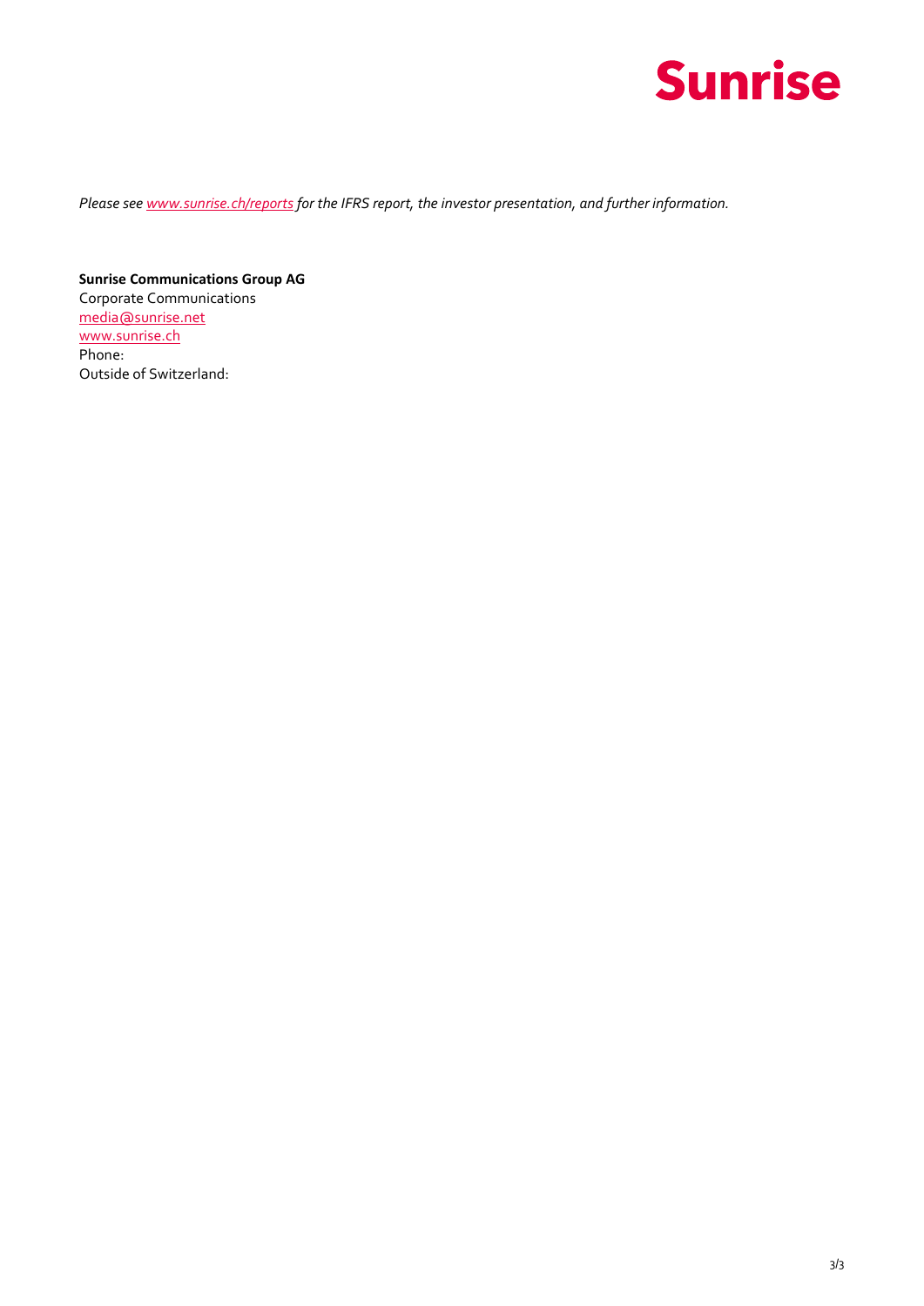*Please see [www.sunrise.ch/reports](www.sunrise.ch/reports) for the IFRS report, the investor presentation, and further information.*

**Sunrise Communications Group AG**
Corporate Communications
[media@sunrise.net](mailto:media@sunrise.net)
[www.sunrise.ch](www.sunrise.ch)
Phone:
Outside of Switzerland: